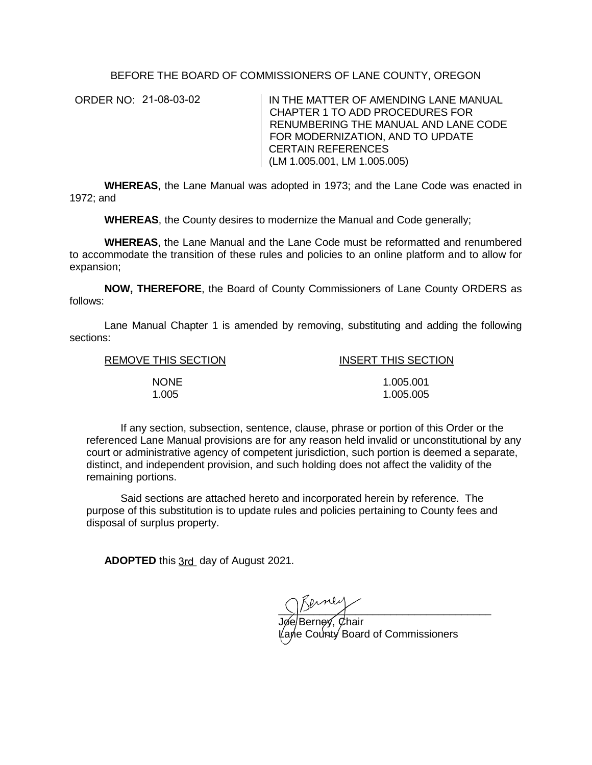BEFORE THE BOARD OF COMMISSIONERS OF LANE COUNTY, OREGON

ORDER NO: 21-08-03-02

IN THE MATTER OF AMENDING LANE MANUAL CHAPTER 1 TO ADD PROCEDURES FOR RENUMBERING THE MANUAL AND LANE CODE FOR MODERNIZATION, AND TO UPDATE CERTAIN REFERENCES (LM 1.005.001, LM 1.005.005)

**WHEREAS**, the Lane Manual was adopted in 1973; and the Lane Code was enacted in 1972; and

**WHEREAS**, the County desires to modernize the Manual and Code generally;

**WHEREAS**, the Lane Manual and the Lane Code must be reformatted and renumbered to accommodate the transition of these rules and policies to an online platform and to allow for expansion;

**NOW, THEREFORE**, the Board of County Commissioners of Lane County ORDERS as follows:

Lane Manual Chapter 1 is amended by removing, substituting and adding the following sections:

| REMOVE THIS SECTION | INSERT THIS SECTION |
|---|---|
| NONE | 1.005.001 |
| 1.005 | 1.005.005 |

If any section, subsection, sentence, clause, phrase or portion of this Order or the referenced Lane Manual provisions are for any reason held invalid or unconstitutional by any court or administrative agency of competent jurisdiction, such portion is deemed a separate, distinct, and independent provision, and such holding does not affect the validity of the remaining portions.

Said sections are attached hereto and incorporated herein by reference. The purpose of this substitution is to update rules and policies pertaining to County fees and disposal of surplus property.

**ADOPTED** this 3rd day of August 2021.

Joe Berney, Chair
Lane County Board of Commissioners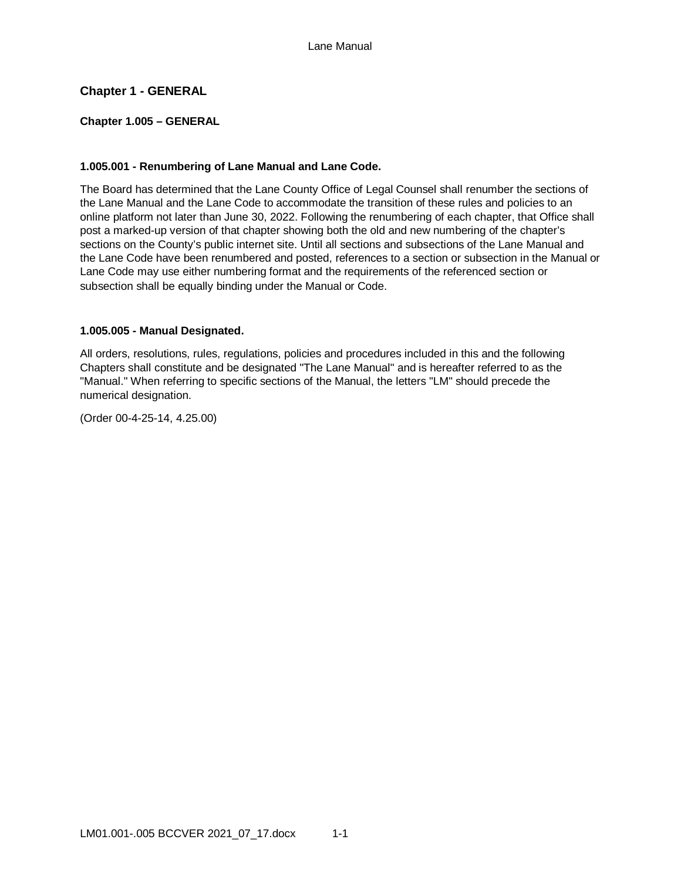# Chapter 1 - GENERAL

## Chapter 1.005 – GENERAL

### 1.005.001 - Renumbering of Lane Manual and Lane Code.

The Board has determined that the Lane County Office of Legal Counsel shall renumber the sections of the Lane Manual and the Lane Code to accommodate the transition of these rules and policies to an online platform not later than June 30, 2022. Following the renumbering of each chapter, that Office shall post a marked-up version of that chapter showing both the old and new numbering of the chapter's sections on the County's public internet site. Until all sections and subsections of the Lane Manual and the Lane Code have been renumbered and posted, references to a section or subsection in the Manual or Lane Code may use either numbering format and the requirements of the referenced section or subsection shall be equally binding under the Manual or Code.

### 1.005.005 - Manual Designated.

All orders, resolutions, rules, regulations, policies and procedures included in this and the following Chapters shall constitute and be designated "The Lane Manual" and is hereafter referred to as the "Manual." When referring to specific sections of the Manual, the letters "LM" should precede the numerical designation.

(Order 00-4-25-14, 4.25.00)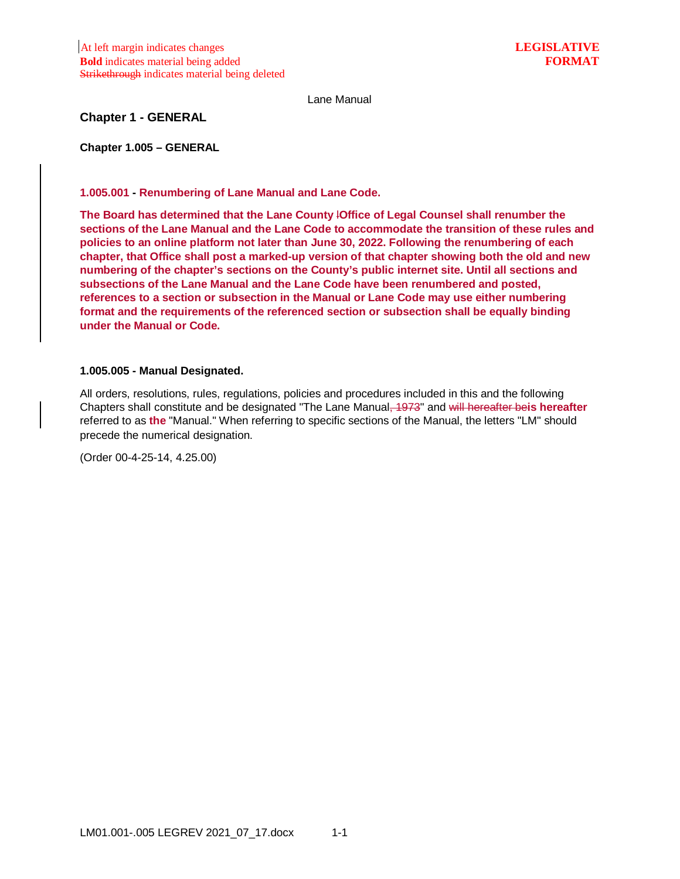At left margin indicates changes
**Bold** indicates material being added
~~Strikethrough~~ indicates material being deleted

**LEGISLATIVE FORMAT**

Lane Manual

## Chapter 1 - GENERAL

### Chapter 1.005 – GENERAL

**1.005.001 - Renumbering of Lane Manual and Lane Code.**

**The Board has determined that the Lane County Office of Legal Counsel shall renumber the sections of the Lane Manual and the Lane Code to accommodate the transition of these rules and policies to an online platform not later than June 30, 2022. Following the renumbering of each chapter, that Office shall post a marked-up version of that chapter showing both the old and new numbering of the chapter's sections on the County's public internet site. Until all sections and subsections of the Lane Manual and the Lane Code have been renumbered and posted, references to a section or subsection in the Manual or Lane Code may use either numbering format and the requirements of the referenced section or subsection shall be equally binding under the Manual or Code.**

**1.005.005 - Manual Designated.**

All orders, resolutions, rules, regulations, policies and procedures included in this and the following Chapters shall constitute and be designated "The Lane Manual~~, 1973~~" and ~~will hereafter be~~**is hereafter** referred to as **the** "Manual." When referring to specific sections of the Manual, the letters "LM" should precede the numerical designation.

(Order 00-4-25-14, 4.25.00)